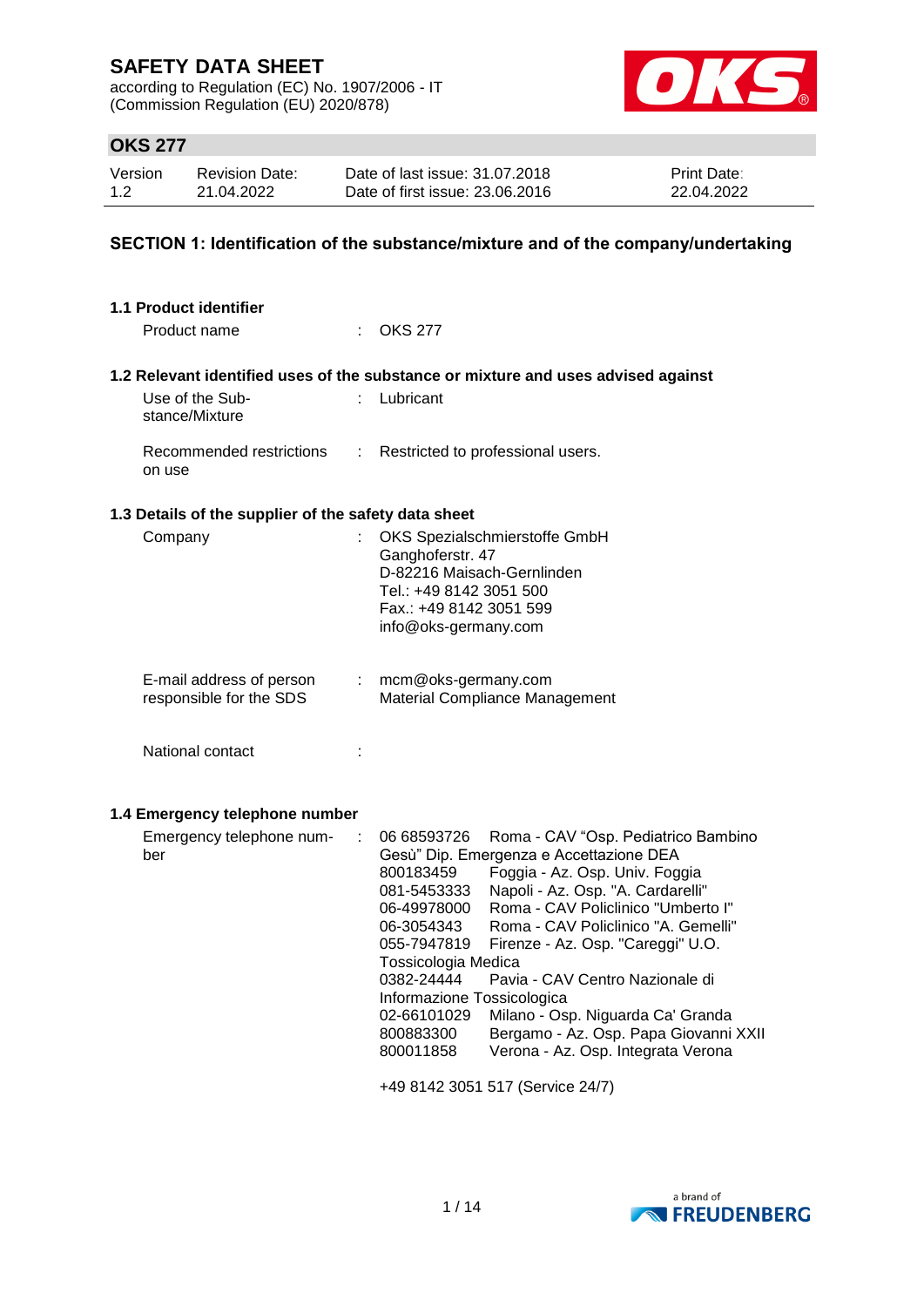# SAFETY DATA SHEET

according to Regulation (EC) No. 1907/2006 - IT
(Commission Regulation (EU) 2020/878)

## OKS 277

| Version | Revision Date: | Date of last issue: 31.07.2018 | Print Date: |
|---|---|---|---|
| 1.2 | 21.04.2022 | Date of first issue: 23.06.2016 | 22.04.2022 |

## SECTION 1: Identification of the substance/mixture and of the company/undertaking

### 1.1 Product identifier

Product name : OKS 277

### 1.2 Relevant identified uses of the substance or mixture and uses advised against

Use of the Substance/Mixture : Lubricant

Recommended restrictions on use : Restricted to professional users.

### 1.3 Details of the supplier of the safety data sheet

Company : OKS Spezialschmierstoffe GmbH
Ganghoferstr. 47
D-82216 Maisach-Gernlinden
Tel.: +49 8142 3051 500
Fax.: +49 8142 3051 599
info@oks-germany.com

E-mail address of person responsible for the SDS : mcm@oks-germany.com
Material Compliance Management

National contact :

### 1.4 Emergency telephone number

Emergency telephone number :

06 68593726 Roma - CAV "Osp. Pediatrico Bambino Gesù" Dip. Emergenza e Accettazione DEA
800183459 Foggia - Az. Osp. Univ. Foggia
081-5453333 Napoli - Az. Osp. "A. Cardarelli"
06-49978000 Roma - CAV Policlinico "Umberto I"
06-3054343 Roma - CAV Policlinico "A. Gemelli"
055-7947819 Firenze - Az. Osp. "Careggi" U.O. Tossicologia Medica
0382-24444 Pavia - CAV Centro Nazionale di Informazione Tossicologica
02-66101029 Milano - Osp. Niguarda Ca' Granda
800883300 Bergamo - Az. Osp. Papa Giovanni XXII
800011858 Verona - Az. Osp. Integrata Verona

+49 8142 3051 517 (Service 24/7)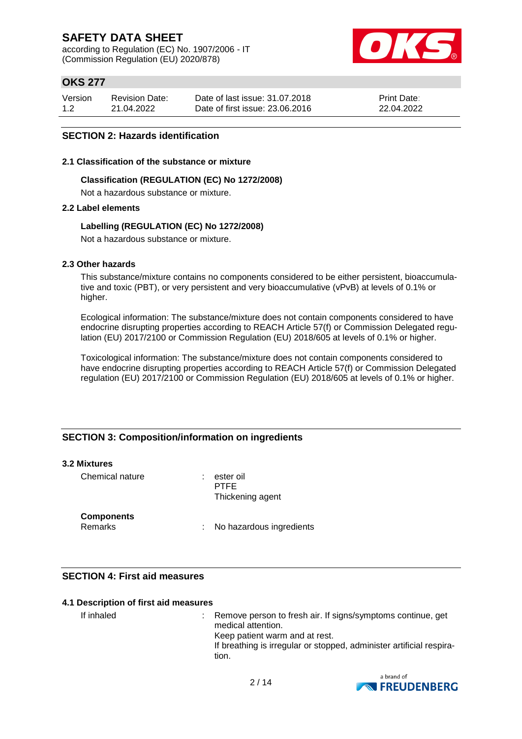## SECTION 2: Hazards identification

### 2.1 Classification of the substance or mixture

**Classification (REGULATION (EC) No 1272/2008)**

Not a hazardous substance or mixture.

### 2.2 Label elements

**Labelling (REGULATION (EC) No 1272/2008)**

Not a hazardous substance or mixture.

### 2.3 Other hazards

This substance/mixture contains no components considered to be either persistent, bioaccumulative and toxic (PBT), or very persistent and very bioaccumulative (vPvB) at levels of 0.1% or higher.

Ecological information: The substance/mixture does not contain components considered to have endocrine disrupting properties according to REACH Article 57(f) or Commission Delegated regulation (EU) 2017/2100 or Commission Regulation (EU) 2018/605 at levels of 0.1% or higher.

Toxicological information: The substance/mixture does not contain components considered to have endocrine disrupting properties according to REACH Article 57(f) or Commission Delegated regulation (EU) 2017/2100 or Commission Regulation (EU) 2018/605 at levels of 0.1% or higher.

## SECTION 3: Composition/information on ingredients

### 3.2 Mixtures

Chemical nature : ester oil
PTFE
Thickening agent

**Components**

Remarks : No hazardous ingredients

## SECTION 4: First aid measures

### 4.1 Description of first aid measures

If inhaled : Remove person to fresh air. If signs/symptoms continue, get medical attention.
Keep patient warm and at rest.
If breathing is irregular or stopped, administer artificial respiration.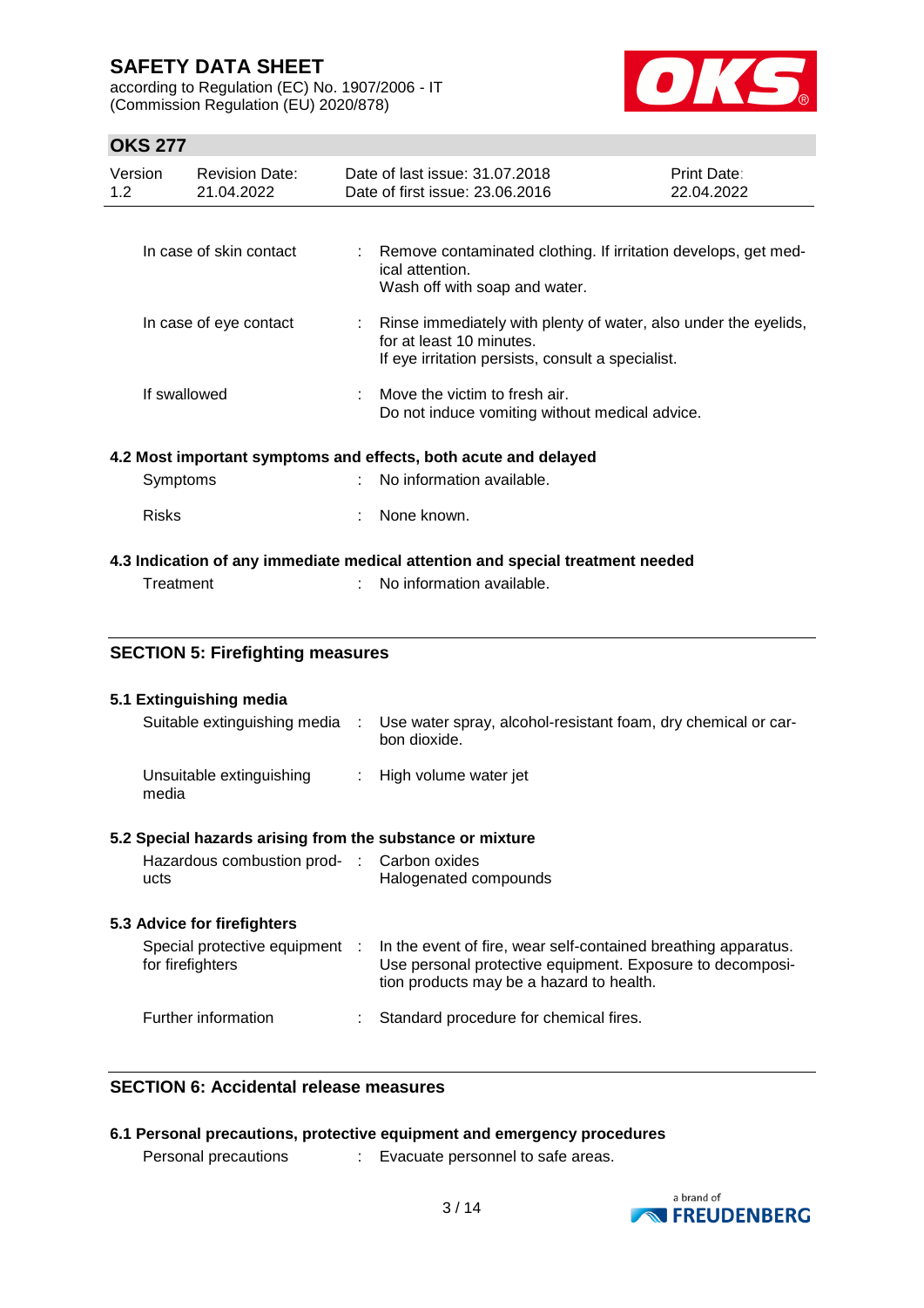| | | |
|---|---|---|
| In case of skin contact | : | Remove contaminated clothing. If irritation develops, get medical attention.<br>Wash off with soap and water. |
| In case of eye contact | : | Rinse immediately with plenty of water, also under the eyelids, for at least 10 minutes.<br>If eye irritation persists, consult a specialist. |
| If swallowed | : | Move the victim to fresh air.<br>Do not induce vomiting without medical advice. |

### 4.2 Most important symptoms and effects, both acute and delayed

| | | |
|---|---|---|
| Symptoms | : | No information available. |
| Risks | : | None known. |

### 4.3 Indication of any immediate medical attention and special treatment needed

| | | |
|---|---|---|
| Treatment | : | No information available. |

## SECTION 5: Firefighting measures

### 5.1 Extinguishing media

| | | |
|---|---|---|
| Suitable extinguishing media | : | Use water spray, alcohol-resistant foam, dry chemical or carbon dioxide. |
| Unsuitable extinguishing media | : | High volume water jet |

### 5.2 Special hazards arising from the substance or mixture

| | | |
|---|---|---|
| Hazardous combustion products | : | Carbon oxides<br>Halogenated compounds |

### 5.3 Advice for firefighters

| | | |
|---|---|---|
| Special protective equipment for firefighters | : | In the event of fire, wear self-contained breathing apparatus.<br>Use personal protective equipment. Exposure to decomposition products may be a hazard to health. |
| Further information | : | Standard procedure for chemical fires. |

## SECTION 6: Accidental release measures

### 6.1 Personal precautions, protective equipment and emergency procedures

| | | |
|---|---|---|
| Personal precautions | : | Evacuate personnel to safe areas. |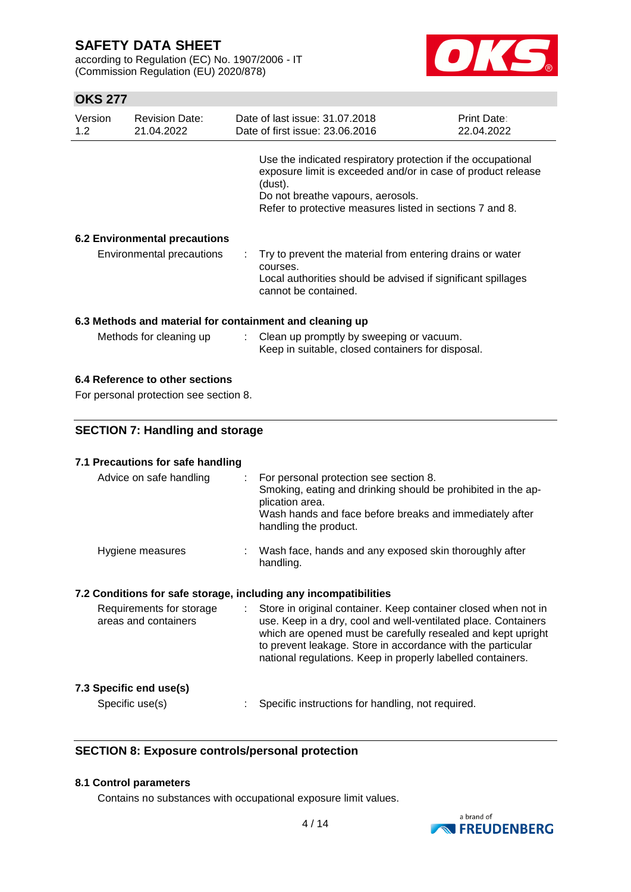Use the indicated respiratory protection if the occupational exposure limit is exceeded and/or in case of product release (dust).
Do not breathe vapours, aerosols.
Refer to protective measures listed in sections 7 and 8.

### 6.2 Environmental precautions

| | | |
|---|---|---|
| Environmental precautions | : | Try to prevent the material from entering drains or water courses. Local authorities should be advised if significant spillages cannot be contained. |

### 6.3 Methods and material for containment and cleaning up

| | | |
|---|---|---|
| Methods for cleaning up | : | Clean up promptly by sweeping or vacuum. Keep in suitable, closed containers for disposal. |

### 6.4 Reference to other sections

For personal protection see section 8.

## SECTION 7: Handling and storage

### 7.1 Precautions for safe handling

| | | |
|---|---|---|
| Advice on safe handling | : | For personal protection see section 8. Smoking, eating and drinking should be prohibited in the application area. Wash hands and face before breaks and immediately after handling the product. |
| Hygiene measures | : | Wash face, hands and any exposed skin thoroughly after handling. |

### 7.2 Conditions for safe storage, including any incompatibilities

| | | |
|---|---|---|
| Requirements for storage areas and containers | : | Store in original container. Keep container closed when not in use. Keep in a dry, cool and well-ventilated place. Containers which are opened must be carefully resealed and kept upright to prevent leakage. Store in accordance with the particular national regulations. Keep in properly labelled containers. |

### 7.3 Specific end use(s)

| | | |
|---|---|---|
| Specific use(s) | : | Specific instructions for handling, not required. |

## SECTION 8: Exposure controls/personal protection

### 8.1 Control parameters

Contains no substances with occupational exposure limit values.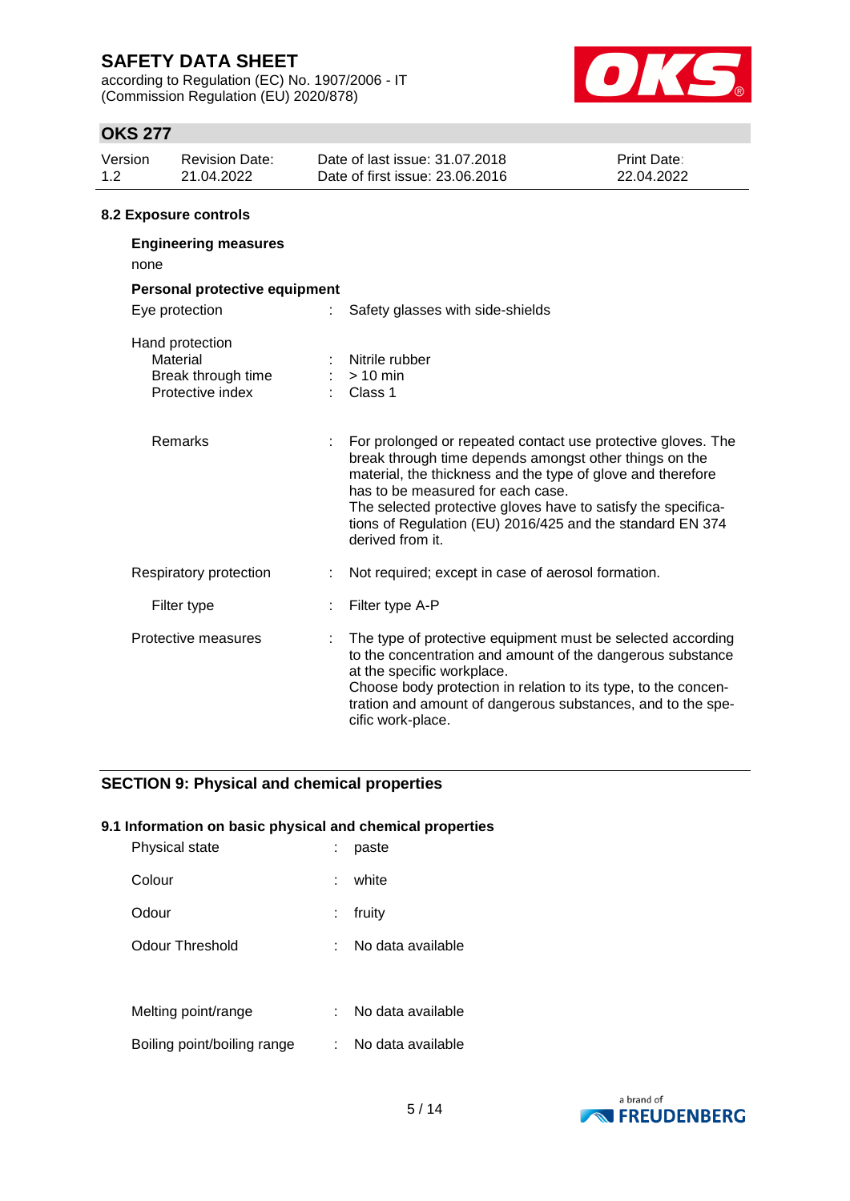### 8.2 Exposure controls

**Engineering measures**

none

**Personal protective equipment**

| | | |
|---|---|---|
| Eye protection | : | Safety glasses with side-shields |
| Hand protection | | |
| Material | : | Nitrile rubber |
| Break through time | : | > 10 min |
| Protective index | : | Class 1 |
| Remarks | : | For prolonged or repeated contact use protective gloves. The break through time depends amongst other things on the material, the thickness and the type of glove and therefore has to be measured for each case. The selected protective gloves have to satisfy the specifications of Regulation (EU) 2016/425 and the standard EN 374 derived from it. |
| Respiratory protection | : | Not required; except in case of aerosol formation. |
| Filter type | : | Filter type A-P |
| Protective measures | : | The type of protective equipment must be selected according to the concentration and amount of the dangerous substance at the specific workplace. Choose body protection in relation to its type, to the concentration and amount of dangerous substances, and to the specific work-place. |

## SECTION 9: Physical and chemical properties

### 9.1 Information on basic physical and chemical properties

| | | |
|---|---|---|
| Physical state | : | paste |
| Colour | : | white |
| Odour | : | fruity |
| Odour Threshold | : | No data available |
| Melting point/range | : | No data available |
| Boiling point/boiling range | : | No data available |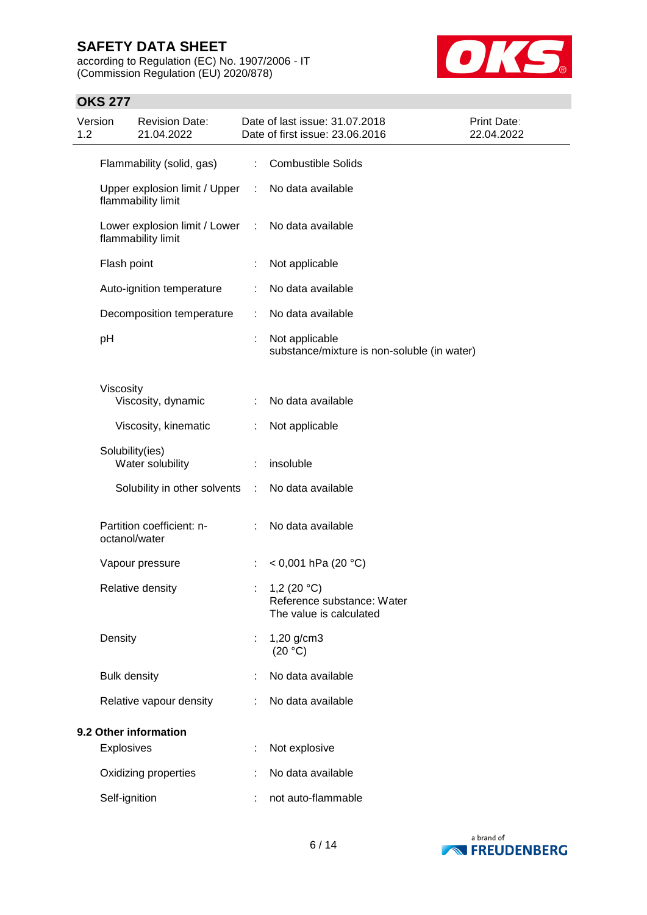| | | |
|---|---|---|
| Flammability (solid, gas) | : | Combustible Solids |
| Upper explosion limit / Upper flammability limit | : | No data available |
| Lower explosion limit / Lower flammability limit | : | No data available |
| Flash point | : | Not applicable |
| Auto-ignition temperature | : | No data available |
| Decomposition temperature | : | No data available |
| pH | : | Not applicable<br>substance/mixture is non-soluble (in water) |
| Viscosity | | |
| Viscosity, dynamic | : | No data available |
| Viscosity, kinematic | : | Not applicable |
| Solubility(ies) | | |
| Water solubility | : | insoluble |
| Solubility in other solvents | : | No data available |
| Partition coefficient: n-octanol/water | : | No data available |
| Vapour pressure | : | < 0,001 hPa (20 °C) |
| Relative density | : | 1,2 (20 °C)<br>Reference substance: Water<br>The value is calculated |
| Density | : | 1,20 g/cm3<br>(20 °C) |
| Bulk density | : | No data available |
| Relative vapour density | : | No data available |

**9.2 Other information**

| | | |
|---|---|---|
| Explosives | : | Not explosive |
| Oxidizing properties | : | No data available |
| Self-ignition | : | not auto-flammable |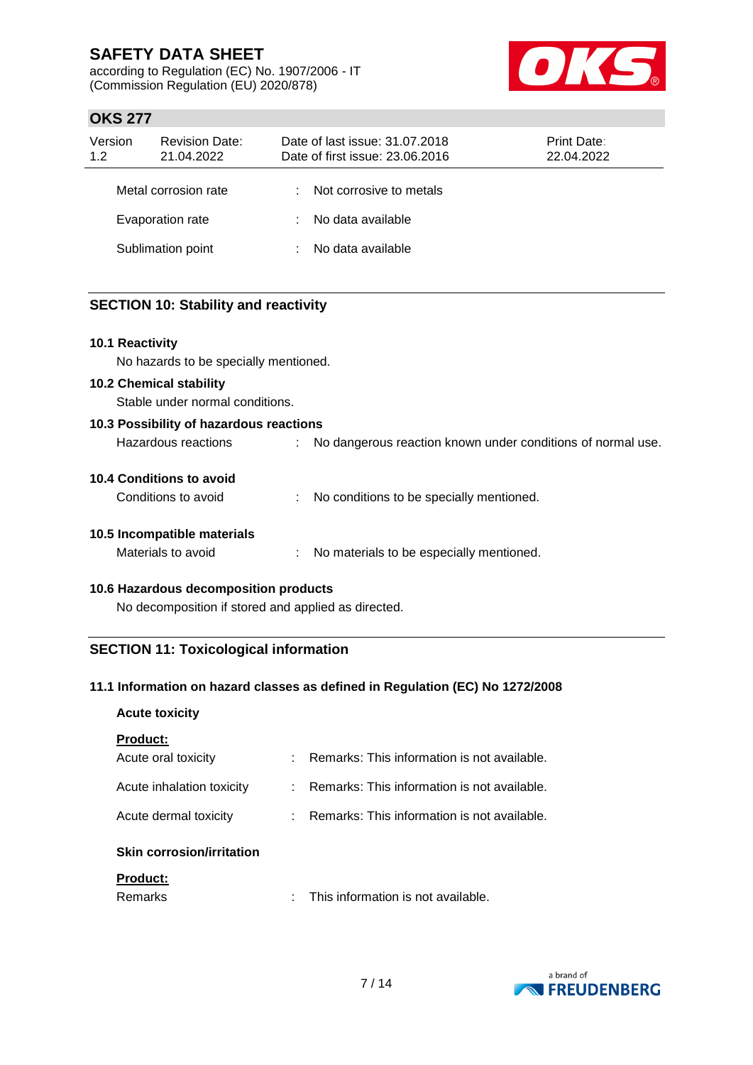| | | |
|---|---|---|
| Metal corrosion rate | : | Not corrosive to metals |
| Evaporation rate | : | No data available |
| Sublimation point | : | No data available |

## SECTION 10: Stability and reactivity

### 10.1 Reactivity

No hazards to be specially mentioned.

### 10.2 Chemical stability

Stable under normal conditions.

### 10.3 Possibility of hazardous reactions

Hazardous reactions : No dangerous reaction known under conditions of normal use.

### 10.4 Conditions to avoid

Conditions to avoid : No conditions to be specially mentioned.

### 10.5 Incompatible materials

Materials to avoid : No materials to be especially mentioned.

### 10.6 Hazardous decomposition products

No decomposition if stored and applied as directed.

## SECTION 11: Toxicological information

### 11.1 Information on hazard classes as defined in Regulation (EC) No 1272/2008

**Acute toxicity**

**Product:**

| | | |
|---|---|---|
| Acute oral toxicity | : | Remarks: This information is not available. |
| Acute inhalation toxicity | : | Remarks: This information is not available. |
| Acute dermal toxicity | : | Remarks: This information is not available. |

**Skin corrosion/irritation**

**Product:**

Remarks : This information is not available.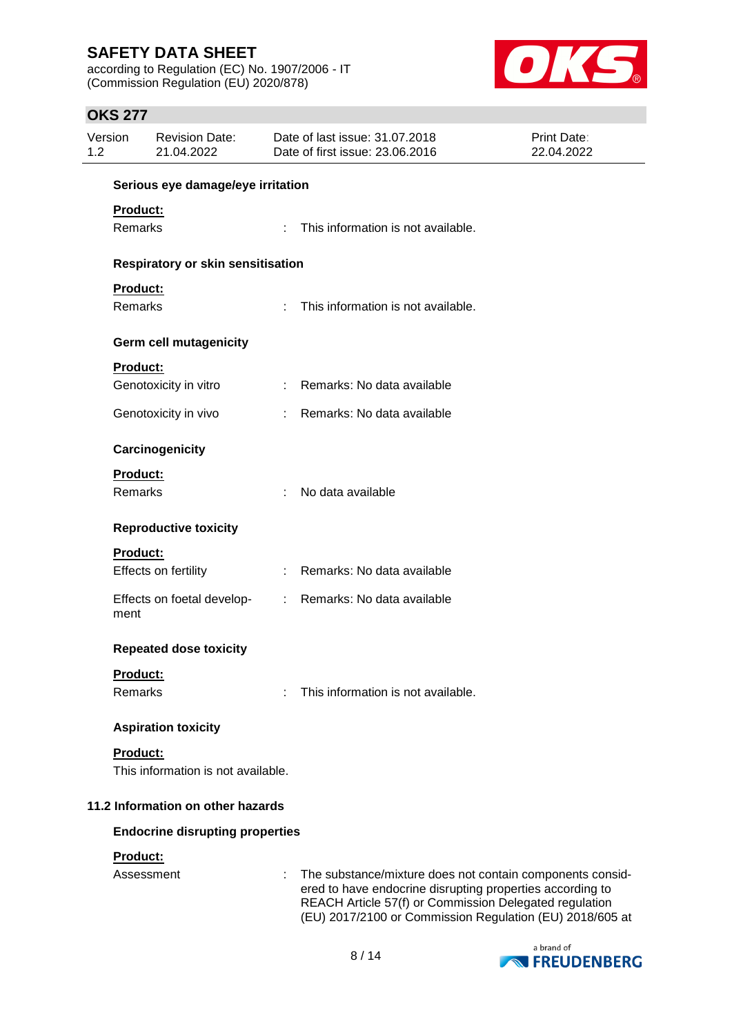**Serious eye damage/eye irritation**

**Product:**

Remarks : This information is not available.

**Respiratory or skin sensitisation**

**Product:**

Remarks : This information is not available.

**Germ cell mutagenicity**

**Product:**

Genotoxicity in vitro : Remarks: No data available

Genotoxicity in vivo : Remarks: No data available

**Carcinogenicity**

**Product:**

Remarks : No data available

**Reproductive toxicity**

**Product:**

Effects on fertility : Remarks: No data available

Effects on foetal development : Remarks: No data available

**Repeated dose toxicity**

**Product:**

Remarks : This information is not available.

**Aspiration toxicity**

**Product:**

This information is not available.

### 11.2 Information on other hazards

**Endocrine disrupting properties**

**Product:**

Assessment : The substance/mixture does not contain components considered to have endocrine disrupting properties according to REACH Article 57(f) or Commission Delegated regulation (EU) 2017/2100 or Commission Regulation (EU) 2018/605 at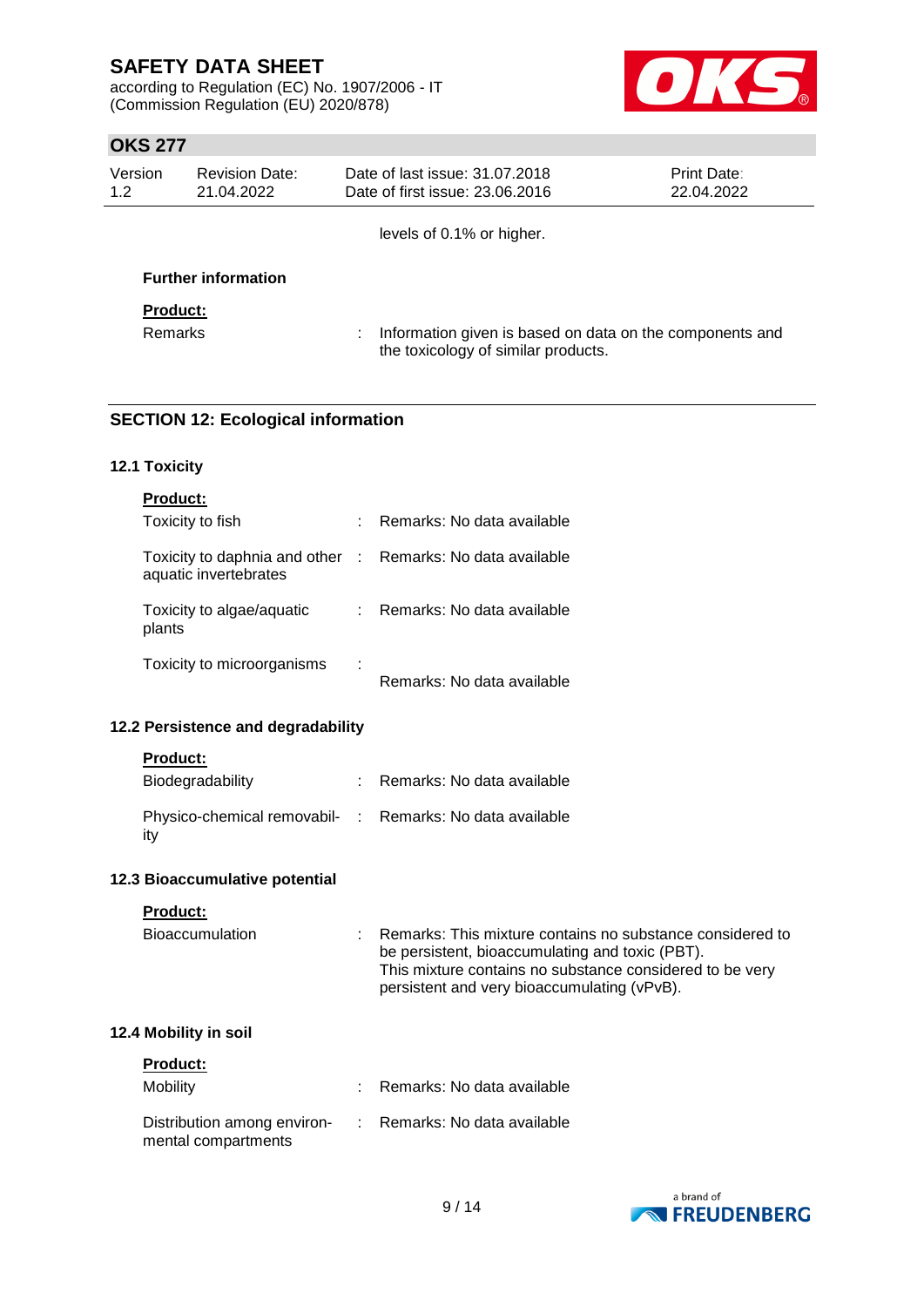levels of 0.1% or higher.

**Further information**

**Product:**

Remarks : Information given is based on data on the components and the toxicology of similar products.

## SECTION 12: Ecological information

### 12.1 Toxicity

**Product:**

| | | |
|---|---|---|
| Toxicity to fish | : | Remarks: No data available |
| Toxicity to daphnia and other aquatic invertebrates | : | Remarks: No data available |
| Toxicity to algae/aquatic plants | : | Remarks: No data available |
| Toxicity to microorganisms | : | Remarks: No data available |

### 12.2 Persistence and degradability

**Product:**

| | | |
|---|---|---|
| Biodegradability | : | Remarks: No data available |
| Physico-chemical removability | : | Remarks: No data available |

### 12.3 Bioaccumulative potential

**Product:**

Bioaccumulation : Remarks: This mixture contains no substance considered to be persistent, bioaccumulating and toxic (PBT). This mixture contains no substance considered to be very persistent and very bioaccumulating (vPvB).

### 12.4 Mobility in soil

**Product:**

| | | |
|---|---|---|
| Mobility | : | Remarks: No data available |
| Distribution among environmental compartments | : | Remarks: No data available |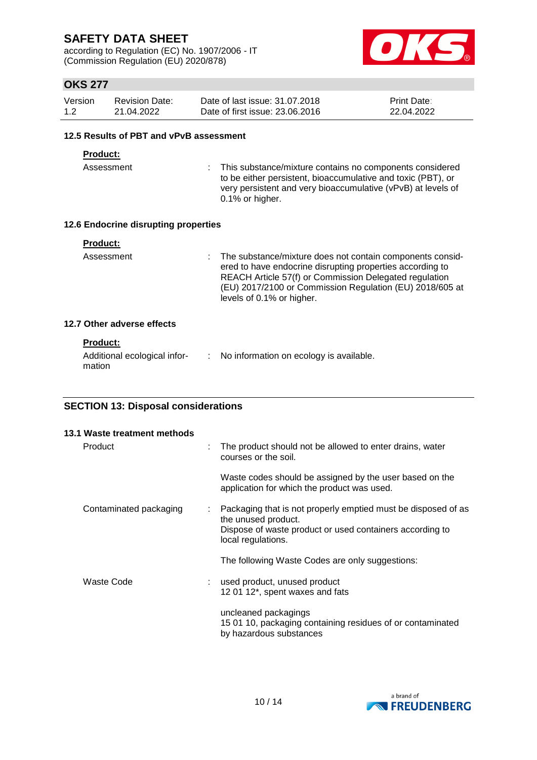### 12.5 Results of PBT and vPvB assessment

**Product:**

| | | |
|---|---|---|
| Assessment | : | This substance/mixture contains no components considered to be either persistent, bioaccumulative and toxic (PBT), or very persistent and very bioaccumulative (vPvB) at levels of 0.1% or higher. |

### 12.6 Endocrine disrupting properties

**Product:**

| | | |
|---|---|---|
| Assessment | : | The substance/mixture does not contain components considered to have endocrine disrupting properties according to REACH Article 57(f) or Commission Delegated regulation (EU) 2017/2100 or Commission Regulation (EU) 2018/605 at levels of 0.1% or higher. |

### 12.7 Other adverse effects

**Product:**

| | | |
|---|---|---|
| Additional ecological information | : | No information on ecology is available. |

## SECTION 13: Disposal considerations

### 13.1 Waste treatment methods

| | | |
|---|---|---|
| Product | : | The product should not be allowed to enter drains, water courses or the soil.<br><br>Waste codes should be assigned by the user based on the application for which the product was used. |
| Contaminated packaging | : | Packaging that is not properly emptied must be disposed of as the unused product.<br>Dispose of waste product or used containers according to local regulations.<br><br>The following Waste Codes are only suggestions: |
| Waste Code | : | used product, unused product<br>12 01 12*, spent waxes and fats<br><br>uncleaned packagings<br>15 01 10, packaging containing residues of or contaminated by hazardous substances |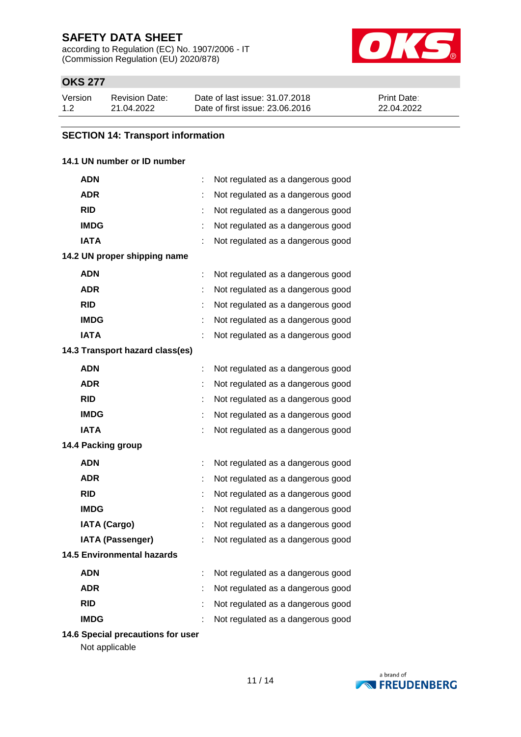## SECTION 14: Transport information

### 14.1 UN number or ID number

| | | |
|---|---|---|
| **ADN** | : | Not regulated as a dangerous good |
| **ADR** | : | Not regulated as a dangerous good |
| **RID** | : | Not regulated as a dangerous good |
| **IMDG** | : | Not regulated as a dangerous good |
| **IATA** | : | Not regulated as a dangerous good |

### 14.2 UN proper shipping name

| | | |
|---|---|---|
| **ADN** | : | Not regulated as a dangerous good |
| **ADR** | : | Not regulated as a dangerous good |
| **RID** | : | Not regulated as a dangerous good |
| **IMDG** | : | Not regulated as a dangerous good |
| **IATA** | : | Not regulated as a dangerous good |

### 14.3 Transport hazard class(es)

| | | |
|---|---|---|
| **ADN** | : | Not regulated as a dangerous good |
| **ADR** | : | Not regulated as a dangerous good |
| **RID** | : | Not regulated as a dangerous good |
| **IMDG** | : | Not regulated as a dangerous good |
| **IATA** | : | Not regulated as a dangerous good |

### 14.4 Packing group

| | | |
|---|---|---|
| **ADN** | : | Not regulated as a dangerous good |
| **ADR** | : | Not regulated as a dangerous good |
| **RID** | : | Not regulated as a dangerous good |
| **IMDG** | : | Not regulated as a dangerous good |
| **IATA (Cargo)** | : | Not regulated as a dangerous good |
| **IATA (Passenger)** | : | Not regulated as a dangerous good |

### 14.5 Environmental hazards

| | | |
|---|---|---|
| **ADN** | : | Not regulated as a dangerous good |
| **ADR** | : | Not regulated as a dangerous good |
| **RID** | : | Not regulated as a dangerous good |
| **IMDG** | : | Not regulated as a dangerous good |

### 14.6 Special precautions for user

Not applicable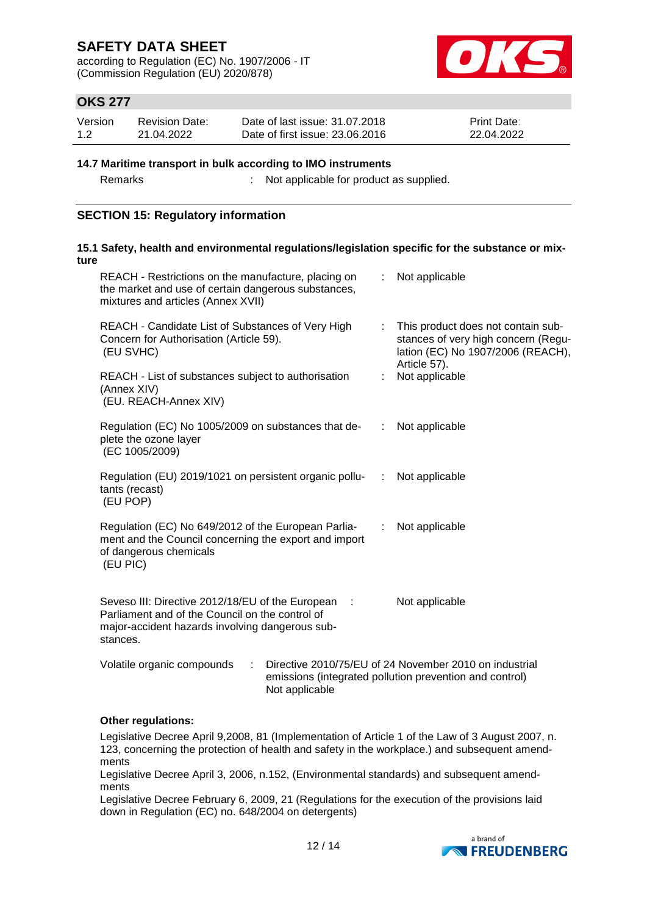**14.7 Maritime transport in bulk according to IMO instruments**

Remarks : Not applicable for product as supplied.

## SECTION 15: Regulatory information

**15.1 Safety, health and environmental regulations/legislation specific for the substance or mixture**

| | |
|---|---|
| REACH - Restrictions on the manufacture, placing on the market and use of certain dangerous substances, mixtures and articles (Annex XVII) | : Not applicable |
| REACH - Candidate List of Substances of Very High Concern for Authorisation (Article 59). (EU SVHC) | : This product does not contain substances of very high concern (Regulation (EC) No 1907/2006 (REACH), Article 57). |
| REACH - List of substances subject to authorisation (Annex XIV) (EU. REACH-Annex XIV) | : Not applicable |
| Regulation (EC) No 1005/2009 on substances that deplete the ozone layer (EC 1005/2009) | : Not applicable |
| Regulation (EU) 2019/1021 on persistent organic pollutants (recast) (EU POP) | : Not applicable |
| Regulation (EC) No 649/2012 of the European Parliament and the Council concerning the export and import of dangerous chemicals (EU PIC) | : Not applicable |
| Seveso III: Directive 2012/18/EU of the European Parliament and of the Council on the control of major-accident hazards involving dangerous substances. | : Not applicable |

Volatile organic compounds : Directive 2010/75/EU of 24 November 2010 on industrial emissions (integrated pollution prevention and control)
Not applicable

**Other regulations:**

Legislative Decree April 9,2008, 81 (Implementation of Article 1 of the Law of 3 August 2007, n. 123, concerning the protection of health and safety in the workplace.) and subsequent amendments

Legislative Decree April 3, 2006, n.152, (Environmental standards) and subsequent amendments

Legislative Decree February 6, 2009, 21 (Regulations for the execution of the provisions laid down in Regulation (EC) no. 648/2004 on detergents)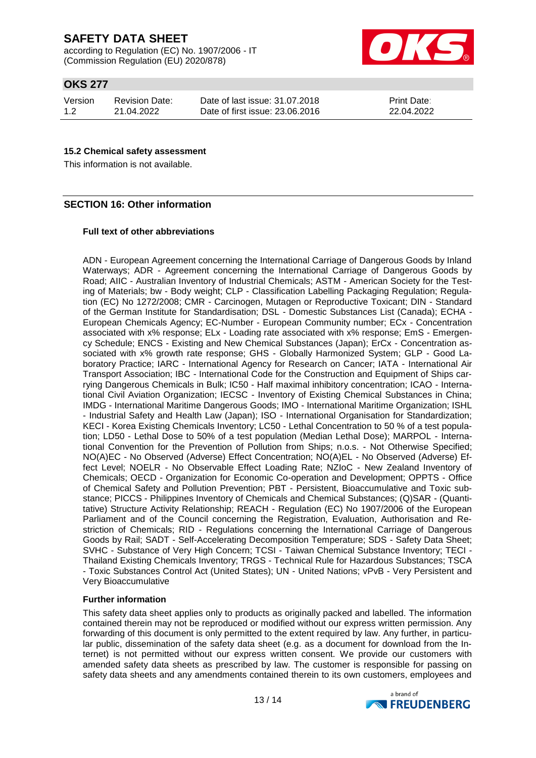### 15.2 Chemical safety assessment

This information is not available.

## SECTION 16: Other information

**Full text of other abbreviations**

ADN - European Agreement concerning the International Carriage of Dangerous Goods by Inland Waterways; ADR - Agreement concerning the International Carriage of Dangerous Goods by Road; AIIC - Australian Inventory of Industrial Chemicals; ASTM - American Society for the Testing of Materials; bw - Body weight; CLP - Classification Labelling Packaging Regulation; Regulation (EC) No 1272/2008; CMR - Carcinogen, Mutagen or Reproductive Toxicant; DIN - Standard of the German Institute for Standardisation; DSL - Domestic Substances List (Canada); ECHA - European Chemicals Agency; EC-Number - European Community number; ECx - Concentration associated with x% response; ELx - Loading rate associated with x% response; EmS - Emergency Schedule; ENCS - Existing and New Chemical Substances (Japan); ErCx - Concentration associated with x% growth rate response; GHS - Globally Harmonized System; GLP - Good Laboratory Practice; IARC - International Agency for Research on Cancer; IATA - International Air Transport Association; IBC - International Code for the Construction and Equipment of Ships carrying Dangerous Chemicals in Bulk; IC50 - Half maximal inhibitory concentration; ICAO - International Civil Aviation Organization; IECSC - Inventory of Existing Chemical Substances in China; IMDG - International Maritime Dangerous Goods; IMO - International Maritime Organization; ISHL - Industrial Safety and Health Law (Japan); ISO - International Organisation for Standardization; KECI - Korea Existing Chemicals Inventory; LC50 - Lethal Concentration to 50 % of a test population; LD50 - Lethal Dose to 50% of a test population (Median Lethal Dose); MARPOL - International Convention for the Prevention of Pollution from Ships; n.o.s. - Not Otherwise Specified; NO(A)EC - No Observed (Adverse) Effect Concentration; NO(A)EL - No Observed (Adverse) Effect Level; NOELR - No Observable Effect Loading Rate; NZIoC - New Zealand Inventory of Chemicals; OECD - Organization for Economic Co-operation and Development; OPPTS - Office of Chemical Safety and Pollution Prevention; PBT - Persistent, Bioaccumulative and Toxic substance; PICCS - Philippines Inventory of Chemicals and Chemical Substances; (Q)SAR - (Quantitative) Structure Activity Relationship; REACH - Regulation (EC) No 1907/2006 of the European Parliament and of the Council concerning the Registration, Evaluation, Authorisation and Restriction of Chemicals; RID - Regulations concerning the International Carriage of Dangerous Goods by Rail; SADT - Self-Accelerating Decomposition Temperature; SDS - Safety Data Sheet; SVHC - Substance of Very High Concern; TCSI - Taiwan Chemical Substance Inventory; TECI - Thailand Existing Chemicals Inventory; TRGS - Technical Rule for Hazardous Substances; TSCA - Toxic Substances Control Act (United States); UN - United Nations; vPvB - Very Persistent and Very Bioaccumulative

**Further information**

This safety data sheet applies only to products as originally packed and labelled. The information contained therein may not be reproduced or modified without our express written permission. Any forwarding of this document is only permitted to the extent required by law. Any further, in particular public, dissemination of the safety data sheet (e.g. as a document for download from the Internet) is not permitted without our express written consent. We provide our customers with amended safety data sheets as prescribed by law. The customer is responsible for passing on safety data sheets and any amendments contained therein to its own customers, employees and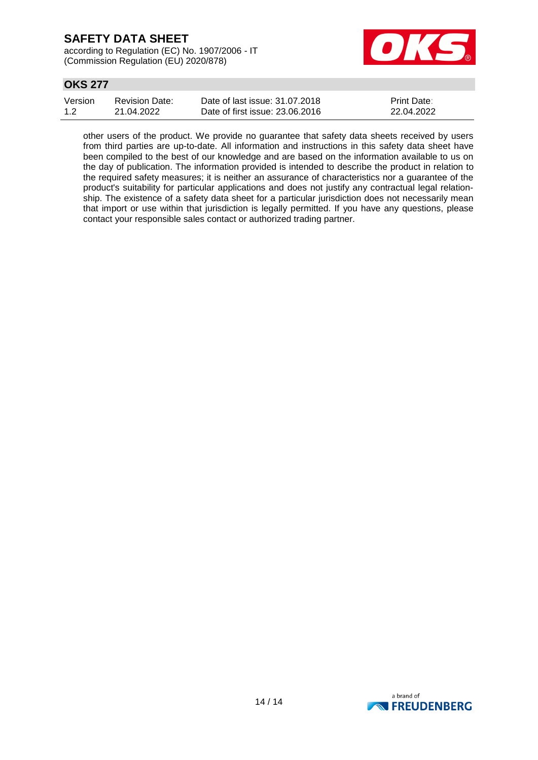other users of the product. We provide no guarantee that safety data sheets received by users from third parties are up-to-date. All information and instructions in this safety data sheet have been compiled to the best of our knowledge and are based on the information available to us on the day of publication. The information provided is intended to describe the product in relation to the required safety measures; it is neither an assurance of characteristics nor a guarantee of the product's suitability for particular applications and does not justify any contractual legal relationship. The existence of a safety data sheet for a particular jurisdiction does not necessarily mean that import or use within that jurisdiction is legally permitted. If you have any questions, please contact your responsible sales contact or authorized trading partner.